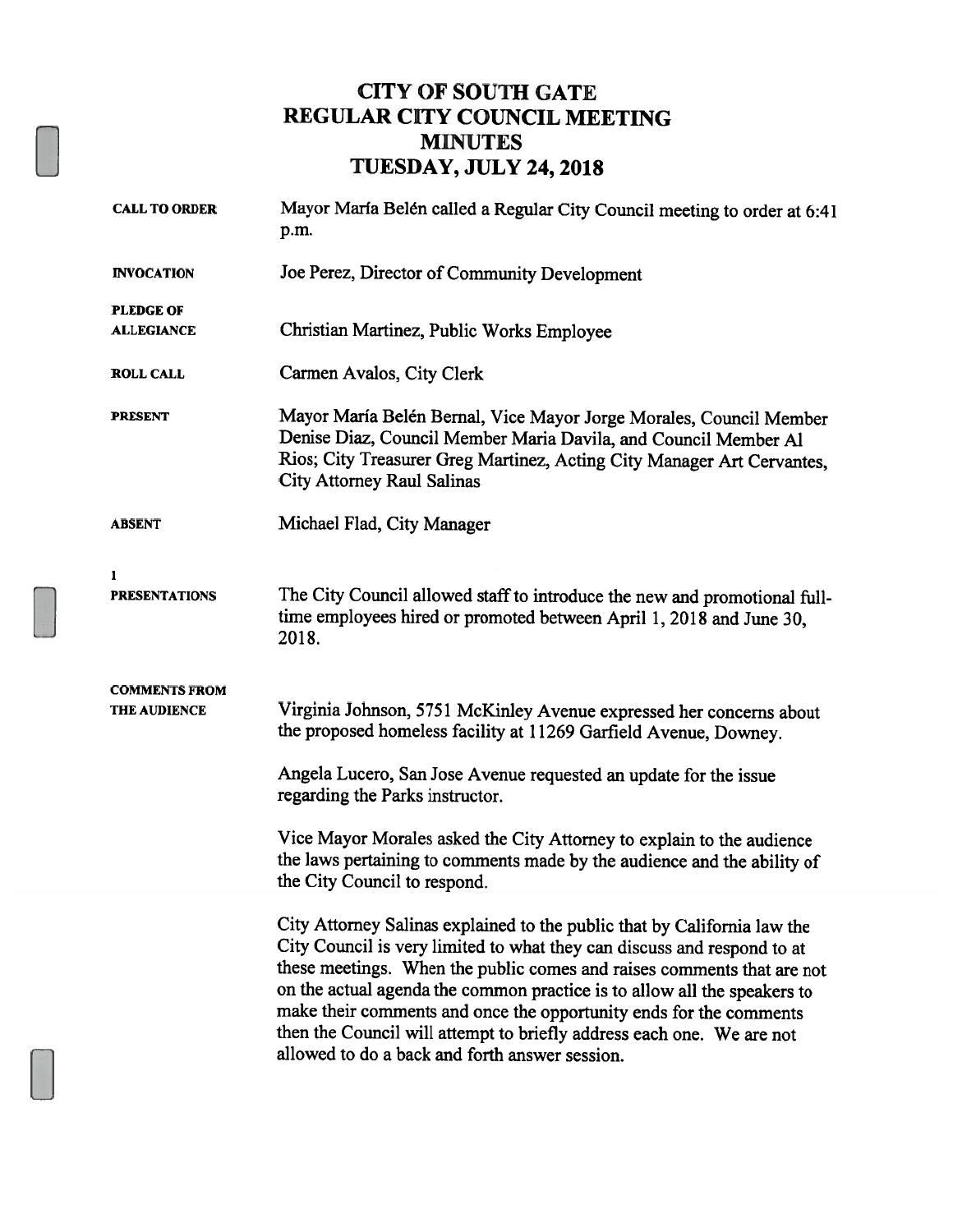# CITY OF SOUTH GATE
# REGULAR CITY COUNCIL MEETING
# MINUTES
# TUESDAY, JULY 24, 2018

**CALL TO ORDER** Mayor María Belén called a Regular City Council meeting to order at 6:41 p.m.

**INVOCATION** Joe Perez, Director of Community Development

**PLEDGE OF ALLEGIANCE** Christian Martinez, Public Works Employee

**ROLL CALL** Carmen Avalos, City Clerk

**PRESENT** Mayor María Belén Bernal, Vice Mayor Jorge Morales, Council Member Denise Diaz, Council Member Maria Davila, and Council Member Al Rios; City Treasurer Greg Martinez, Acting City Manager Art Cervantes, City Attorney Raul Salinas

**ABSENT** Michael Flad, City Manager

**1**
**PRESENTATIONS** The City Council allowed staff to introduce the new and promotional full-time employees hired or promoted between April 1, 2018 and June 30, 2018.

**COMMENTS FROM THE AUDIENCE** Virginia Johnson, 5751 McKinley Avenue expressed her concerns about the proposed homeless facility at 11269 Garfield Avenue, Downey.

Angela Lucero, San Jose Avenue requested an update for the issue regarding the Parks instructor.

Vice Mayor Morales asked the City Attorney to explain to the audience the laws pertaining to comments made by the audience and the ability of the City Council to respond.

City Attorney Salinas explained to the public that by California law the City Council is very limited to what they can discuss and respond to at these meetings. When the public comes and raises comments that are not on the actual agenda the common practice is to allow all the speakers to make their comments and once the opportunity ends for the comments then the Council will attempt to briefly address each one. We are not allowed to do a back and forth answer session.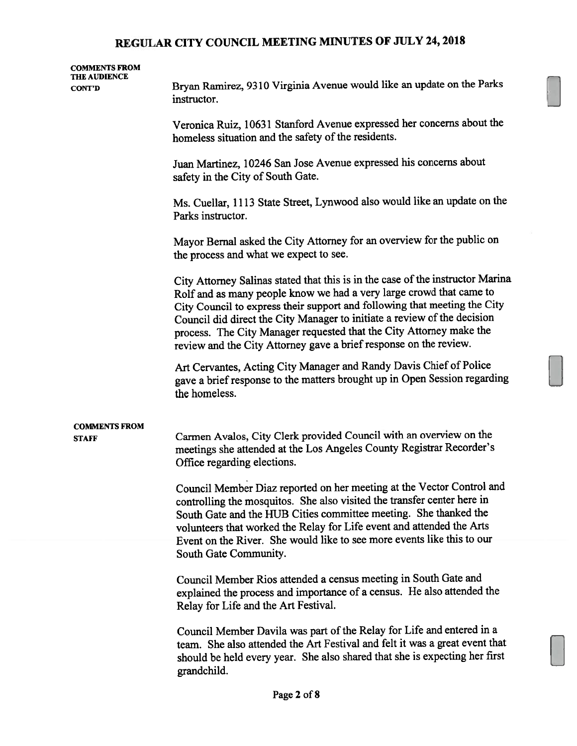**COMMENTS FROM THE AUDIENCE CONT'D**

Bryan Ramirez, 9310 Virginia Avenue would like an update on the Parks instructor.

Veronica Ruiz, 10631 Stanford Avenue expressed her concerns about the homeless situation and the safety of the residents.

Juan Martinez, 10246 San Jose Avenue expressed his concerns about safety in the City of South Gate.

Ms. Cuellar, 1113 State Street, Lynwood also would like an update on the Parks instructor.

Mayor Bernal asked the City Attorney for an overview for the public on the process and what we expect to see.

City Attorney Salinas stated that this is in the case of the instructor Marina Rolf and as many people know we had a very large crowd that came to City Council to express their support and following that meeting the City Council did direct the City Manager to initiate a review of the decision process. The City Manager requested that the City Attorney make the review and the City Attorney gave a brief response on the review.

Art Cervantes, Acting City Manager and Randy Davis Chief of Police gave a brief response to the matters brought up in Open Session regarding the homeless.

**COMMENTS FROM STAFF**

Carmen Avalos, City Clerk provided Council with an overview on the meetings she attended at the Los Angeles County Registrar Recorder's Office regarding elections.

Council Member Diaz reported on her meeting at the Vector Control and controlling the mosquitos. She also visited the transfer center here in South Gate and the HUB Cities committee meeting. She thanked the volunteers that worked the Relay for Life event and attended the Arts Event on the River. She would like to see more events like this to our South Gate Community.

Council Member Rios attended a census meeting in South Gate and explained the process and importance of a census. He also attended the Relay for Life and the Art Festival.

Council Member Davila was part of the Relay for Life and entered in a team. She also attended the Art Festival and felt it was a great event that should be held every year. She also shared that she is expecting her first grandchild.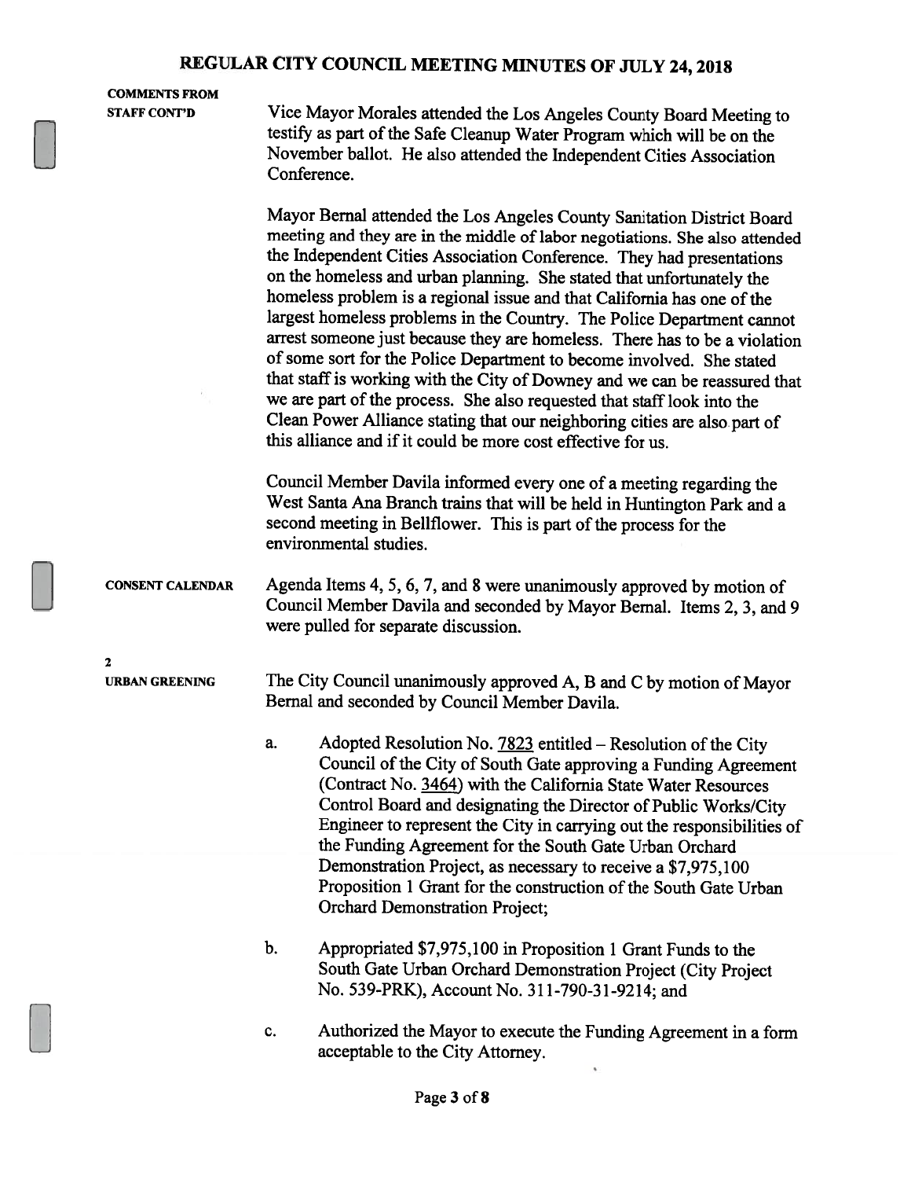**COMMENTS FROM STAFF CONT'D**

Vice Mayor Morales attended the Los Angeles County Board Meeting to testify as part of the Safe Cleanup Water Program which will be on the November ballot. He also attended the Independent Cities Association Conference.

Mayor Bernal attended the Los Angeles County Sanitation District Board meeting and they are in the middle of labor negotiations. She also attended the Independent Cities Association Conference. They had presentations on the homeless and urban planning. She stated that unfortunately the homeless problem is a regional issue and that California has one of the largest homeless problems in the Country. The Police Department cannot arrest someone just because they are homeless. There has to be a violation of some sort for the Police Department to become involved. She stated that staff is working with the City of Downey and we can be reassured that we are part of the process. She also requested that staff look into the Clean Power Alliance stating that our neighboring cities are also part of this alliance and if it could be more cost effective for us.

Council Member Davila informed every one of a meeting regarding the West Santa Ana Branch trains that will be held in Huntington Park and a second meeting in Bellflower. This is part of the process for the environmental studies.

**CONSENT CALENDAR**

Agenda Items 4, 5, 6, 7, and 8 were unanimously approved by motion of Council Member Davila and seconded by Mayor Bernal. Items 2, 3, and 9 were pulled for separate discussion.

**2**
**URBAN GREENING**

The City Council unanimously approved A, B and C by motion of Mayor Bernal and seconded by Council Member Davila.

a. Adopted Resolution No. 7823 entitled – Resolution of the City Council of the City of South Gate approving a Funding Agreement (Contract No. 3464) with the California State Water Resources Control Board and designating the Director of Public Works/City Engineer to represent the City in carrying out the responsibilities of the Funding Agreement for the South Gate Urban Orchard Demonstration Project, as necessary to receive a $7,975,100 Proposition 1 Grant for the construction of the South Gate Urban Orchard Demonstration Project;

b. Appropriated $7,975,100 in Proposition 1 Grant Funds to the South Gate Urban Orchard Demonstration Project (City Project No. 539-PRK), Account No. 311-790-31-9214; and

c. Authorized the Mayor to execute the Funding Agreement in a form acceptable to the City Attorney.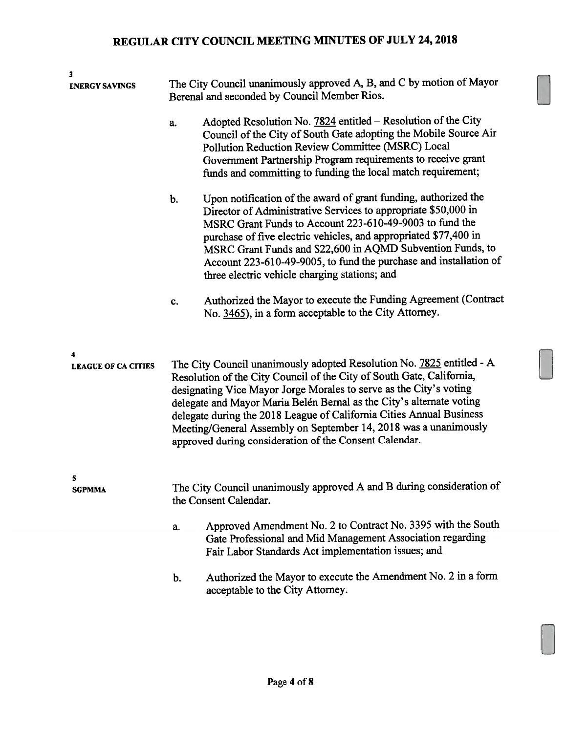**3**
**ENERGY SAVINGS**

The City Council unanimously approved A, B, and C by motion of Mayor Berenal and seconded by Council Member Rios.

a. Adopted Resolution No. 7824 entitled – Resolution of the City Council of the City of South Gate adopting the Mobile Source Air Pollution Reduction Review Committee (MSRC) Local Government Partnership Program requirements to receive grant funds and committing to funding the local match requirement;

b. Upon notification of the award of grant funding, authorized the Director of Administrative Services to appropriate $50,000 in MSRC Grant Funds to Account 223-610-49-9003 to fund the purchase of five electric vehicles, and appropriated $77,400 in MSRC Grant Funds and $22,600 in AQMD Subvention Funds, to Account 223-610-49-9005, to fund the purchase and installation of three electric vehicle charging stations; and

c. Authorized the Mayor to execute the Funding Agreement (Contract No. 3465), in a form acceptable to the City Attorney.

**4**
**LEAGUE OF CA CITIES**

The City Council unanimously adopted Resolution No. 7825 entitled - A Resolution of the City Council of the City of South Gate, California, designating Vice Mayor Jorge Morales to serve as the City's voting delegate and Mayor Maria Belén Bernal as the City's alternate voting delegate during the 2018 League of California Cities Annual Business Meeting/General Assembly on September 14, 2018 was a unanimously approved during consideration of the Consent Calendar.

**5**
**SGPMMA**

The City Council unanimously approved A and B during consideration of the Consent Calendar.

a. Approved Amendment No. 2 to Contract No. 3395 with the South Gate Professional and Mid Management Association regarding Fair Labor Standards Act implementation issues; and

b. Authorized the Mayor to execute the Amendment No. 2 in a form acceptable to the City Attorney.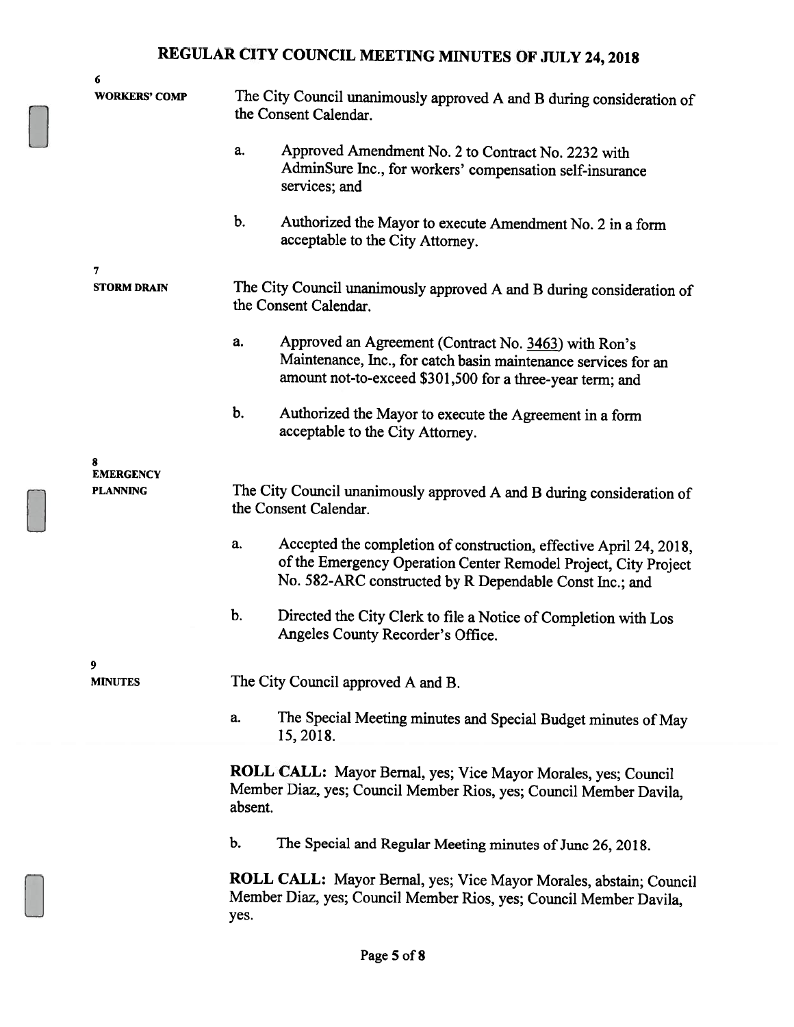**6**
**WORKERS' COMP**

The City Council unanimously approved A and B during consideration of the Consent Calendar.

a. Approved Amendment No. 2 to Contract No. 2232 with AdminSure Inc., for workers' compensation self-insurance services; and

b. Authorized the Mayor to execute Amendment No. 2 in a form acceptable to the City Attorney.

**7**
**STORM DRAIN**

The City Council unanimously approved A and B during consideration of the Consent Calendar.

a. Approved an Agreement (Contract No. 3463) with Ron's Maintenance, Inc., for catch basin maintenance services for an amount not-to-exceed $301,500 for a three-year term; and

b. Authorized the Mayor to execute the Agreement in a form acceptable to the City Attorney.

**8**
**EMERGENCY PLANNING**

The City Council unanimously approved A and B during consideration of the Consent Calendar.

a. Accepted the completion of construction, effective April 24, 2018, of the Emergency Operation Center Remodel Project, City Project No. 582-ARC constructed by R Dependable Const Inc.; and

b. Directed the City Clerk to file a Notice of Completion with Los Angeles County Recorder's Office.

**9**
**MINUTES**

The City Council approved A and B.

a. The Special Meeting minutes and Special Budget minutes of May 15, 2018.

**ROLL CALL:** Mayor Bernal, yes; Vice Mayor Morales, yes; Council Member Diaz, yes; Council Member Rios, yes; Council Member Davila, absent.

b. The Special and Regular Meeting minutes of June 26, 2018.

**ROLL CALL:** Mayor Bernal, yes; Vice Mayor Morales, abstain; Council Member Diaz, yes; Council Member Rios, yes; Council Member Davila, yes.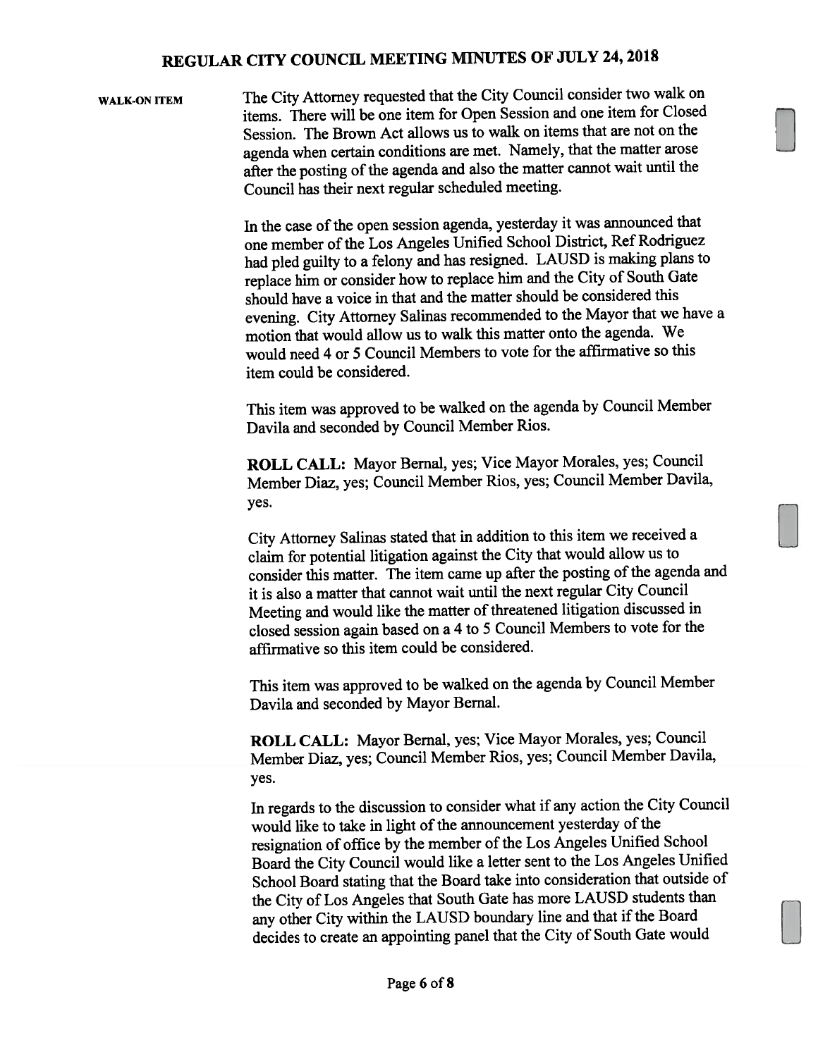**WALK-ON ITEM**

The City Attorney requested that the City Council consider two walk on items. There will be one item for Open Session and one item for Closed Session. The Brown Act allows us to walk on items that are not on the agenda when certain conditions are met. Namely, that the matter arose after the posting of the agenda and also the matter cannot wait until the Council has their next regular scheduled meeting.

In the case of the open session agenda, yesterday it was announced that one member of the Los Angeles Unified School District, Ref Rodriguez had pled guilty to a felony and has resigned. LAUSD is making plans to replace him or consider how to replace him and the City of South Gate should have a voice in that and the matter should be considered this evening. City Attorney Salinas recommended to the Mayor that we have a motion that would allow us to walk this matter onto the agenda. We would need 4 or 5 Council Members to vote for the affirmative so this item could be considered.

This item was approved to be walked on the agenda by Council Member Davila and seconded by Council Member Rios.

**ROLL CALL:** Mayor Bernal, yes; Vice Mayor Morales, yes; Council Member Diaz, yes; Council Member Rios, yes; Council Member Davila, yes.

City Attorney Salinas stated that in addition to this item we received a claim for potential litigation against the City that would allow us to consider this matter. The item came up after the posting of the agenda and it is also a matter that cannot wait until the next regular City Council Meeting and would like the matter of threatened litigation discussed in closed session again based on a 4 to 5 Council Members to vote for the affirmative so this item could be considered.

This item was approved to be walked on the agenda by Council Member Davila and seconded by Mayor Bernal.

**ROLL CALL:** Mayor Bernal, yes; Vice Mayor Morales, yes; Council Member Diaz, yes; Council Member Rios, yes; Council Member Davila, yes.

In regards to the discussion to consider what if any action the City Council would like to take in light of the announcement yesterday of the resignation of office by the member of the Los Angeles Unified School Board the City Council would like a letter sent to the Los Angeles Unified School Board stating that the Board take into consideration that outside of the City of Los Angeles that South Gate has more LAUSD students than any other City within the LAUSD boundary line and that if the Board decides to create an appointing panel that the City of South Gate would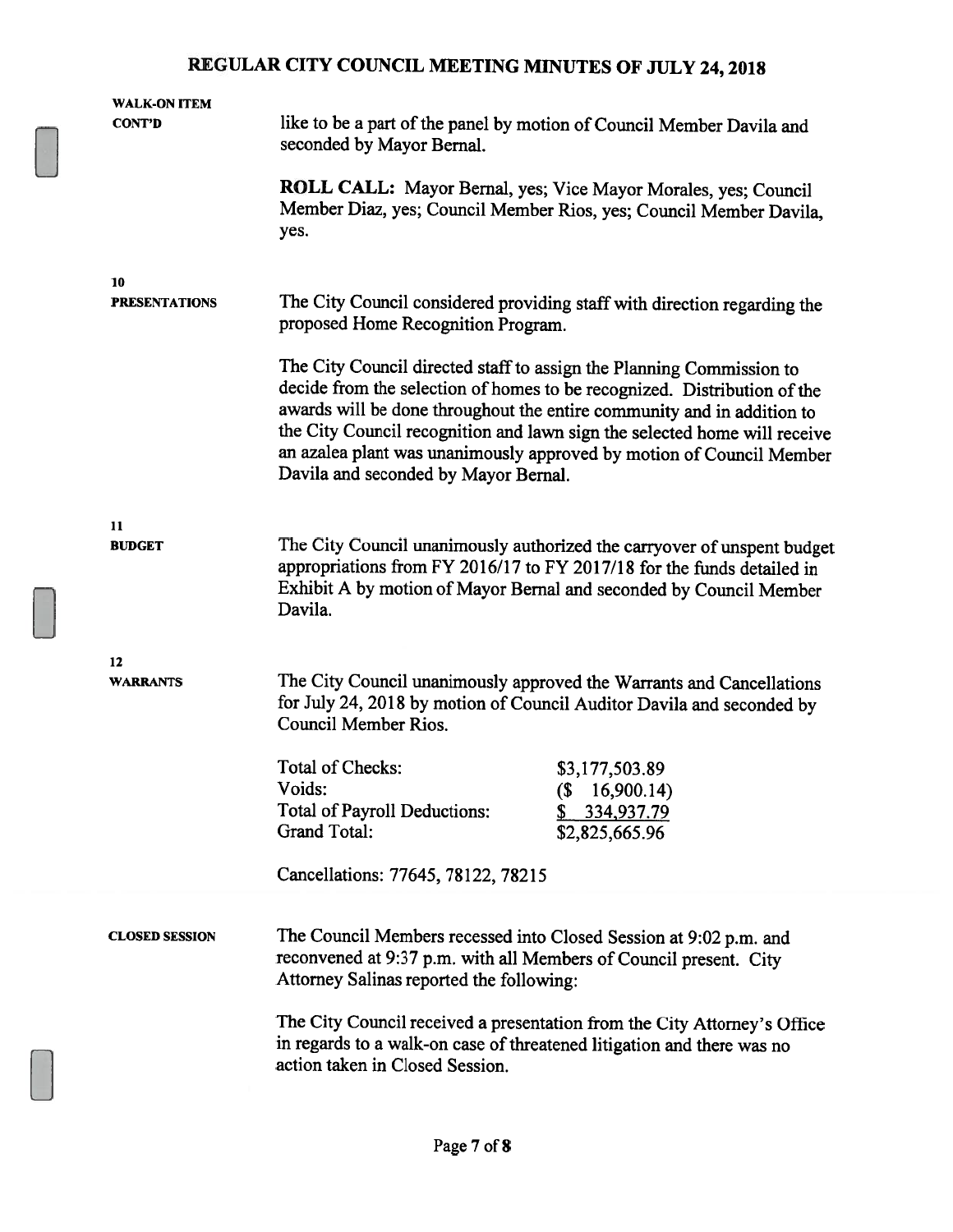**WALK-ON ITEM CONT'D**

like to be a part of the panel by motion of Council Member Davila and seconded by Mayor Bernal.

**ROLL CALL:** Mayor Bernal, yes; Vice Mayor Morales, yes; Council Member Diaz, yes; Council Member Rios, yes; Council Member Davila, yes.

**10 PRESENTATIONS**

The City Council considered providing staff with direction regarding the proposed Home Recognition Program.

The City Council directed staff to assign the Planning Commission to decide from the selection of homes to be recognized. Distribution of the awards will be done throughout the entire community and in addition to the City Council recognition and lawn sign the selected home will receive an azalea plant was unanimously approved by motion of Council Member Davila and seconded by Mayor Bernal.

**11 BUDGET**

The City Council unanimously authorized the carryover of unspent budget appropriations from FY 2016/17 to FY 2017/18 for the funds detailed in Exhibit A by motion of Mayor Bernal and seconded by Council Member Davila.

**12 WARRANTS**

The City Council unanimously approved the Warrants and Cancellations for July 24, 2018 by motion of Council Auditor Davila and seconded by Council Member Rios.

| | |
|---|---|
| Total of Checks: | $3,177,503.89 |
| Voids: | ($ 16,900.14) |
| Total of Payroll Deductions: | $ 334,937.79 |
| Grand Total: | $2,825,665.96 |

Cancellations: 77645, 78122, 78215

**CLOSED SESSION**

The Council Members recessed into Closed Session at 9:02 p.m. and reconvened at 9:37 p.m. with all Members of Council present. City Attorney Salinas reported the following:

The City Council received a presentation from the City Attorney's Office in regards to a walk-on case of threatened litigation and there was no action taken in Closed Session.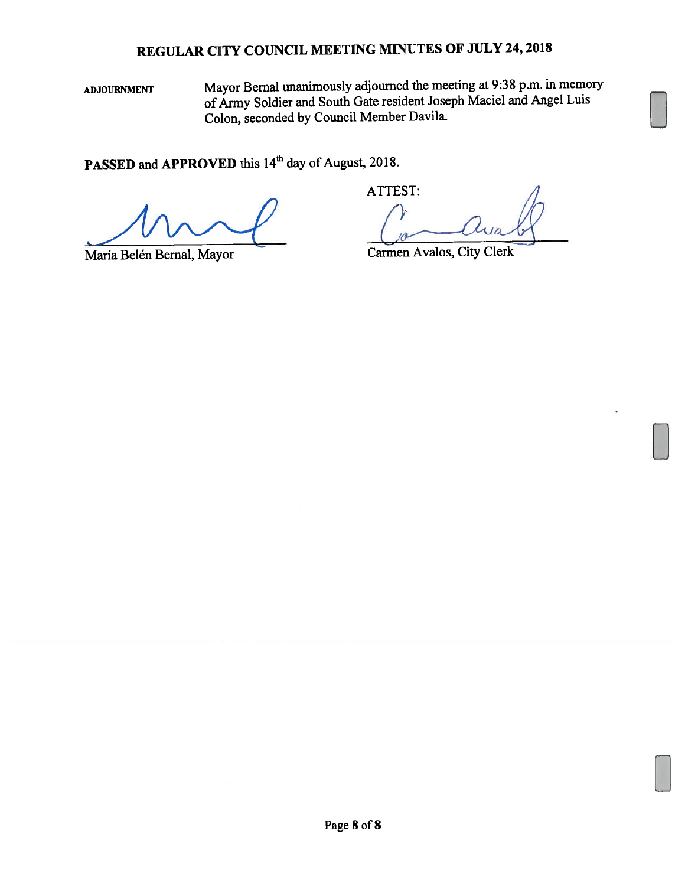**ADJOURNMENT**

Mayor Bernal unanimously adjourned the meeting at 9:38 p.m. in memory of Army Soldier and South Gate resident Joseph Maciel and Angel Luis Colon, seconded by Council Member Davila.

**PASSED** and **APPROVED** this 14th day of August, 2018.

María Belén Bernal, Mayor

ATTEST:

Carmen Avalos, City Clerk